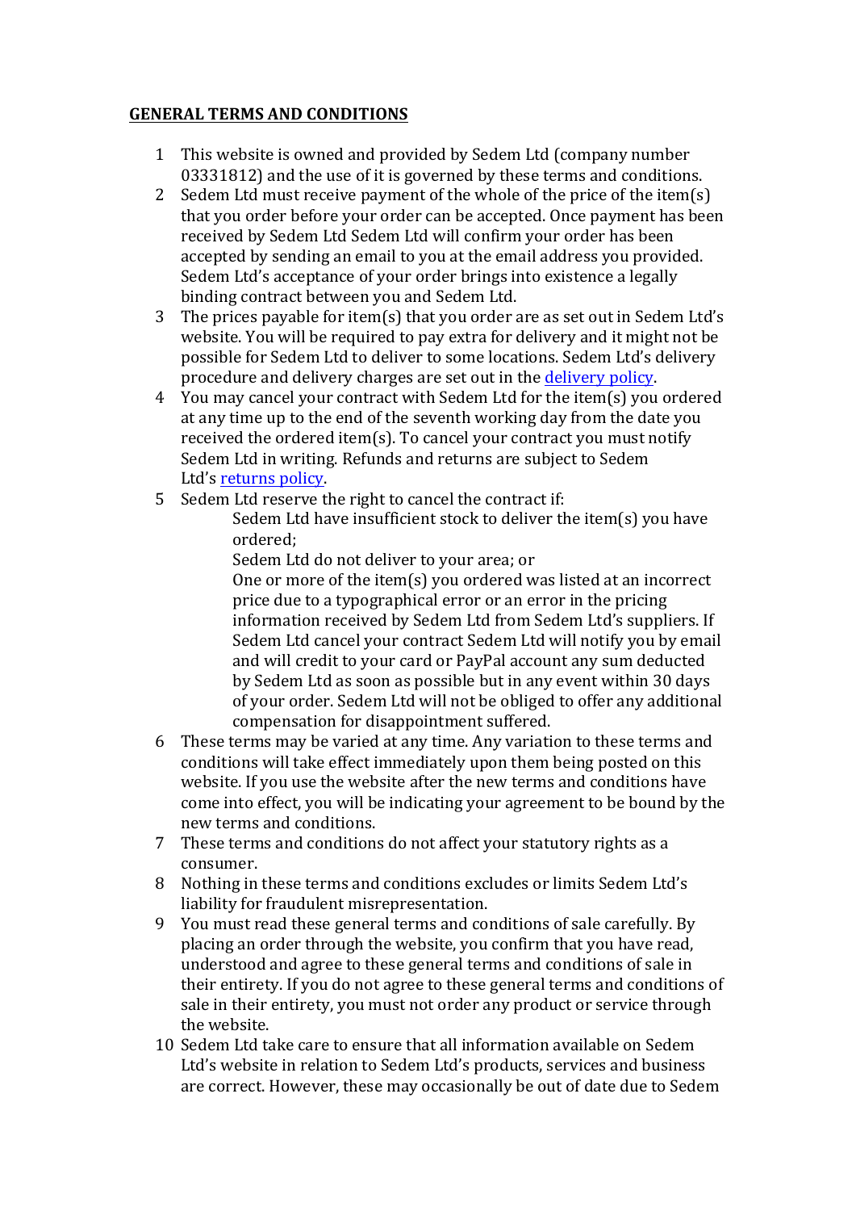**GENERAL TERMS AND CONDITIONS**

1. This website is owned and provided by Sedem Ltd (company number 03331812) and the use of it is governed by these terms and conditions.
2. Sedem Ltd must receive payment of the whole of the price of the item(s) that you order before your order can be accepted. Once payment has been received by Sedem Ltd Sedem Ltd will confirm your order has been accepted by sending an email to you at the email address you provided. Sedem Ltd's acceptance of your order brings into existence a legally binding contract between you and Sedem Ltd.
3. The prices payable for item(s) that you order are as set out in Sedem Ltd's website. You will be required to pay extra for delivery and it might not be possible for Sedem Ltd to deliver to some locations. Sedem Ltd's delivery procedure and delivery charges are set out in the delivery policy.
4. You may cancel your contract with Sedem Ltd for the item(s) you ordered at any time up to the end of the seventh working day from the date you received the ordered item(s). To cancel your contract you must notify Sedem Ltd in writing. Refunds and returns are subject to Sedem Ltd's returns policy.
5. Sedem Ltd reserve the right to cancel the contract if:

    Sedem Ltd have insufficient stock to deliver the item(s) you have ordered;

    Sedem Ltd do not deliver to your area; or

    One or more of the item(s) you ordered was listed at an incorrect price due to a typographical error or an error in the pricing information received by Sedem Ltd from Sedem Ltd's suppliers. If Sedem Ltd cancel your contract Sedem Ltd will notify you by email and will credit to your card or PayPal account any sum deducted by Sedem Ltd as soon as possible but in any event within 30 days of your order. Sedem Ltd will not be obliged to offer any additional compensation for disappointment suffered.
6. These terms may be varied at any time. Any variation to these terms and conditions will take effect immediately upon them being posted on this website. If you use the website after the new terms and conditions have come into effect, you will be indicating your agreement to be bound by the new terms and conditions.
7. These terms and conditions do not affect your statutory rights as a consumer.
8. Nothing in these terms and conditions excludes or limits Sedem Ltd's liability for fraudulent misrepresentation.
9. You must read these general terms and conditions of sale carefully. By placing an order through the website, you confirm that you have read, understood and agree to these general terms and conditions of sale in their entirety. If you do not agree to these general terms and conditions of sale in their entirety, you must not order any product or service through the website.
10. Sedem Ltd take care to ensure that all information available on Sedem Ltd's website in relation to Sedem Ltd's products, services and business are correct. However, these may occasionally be out of date due to Sedem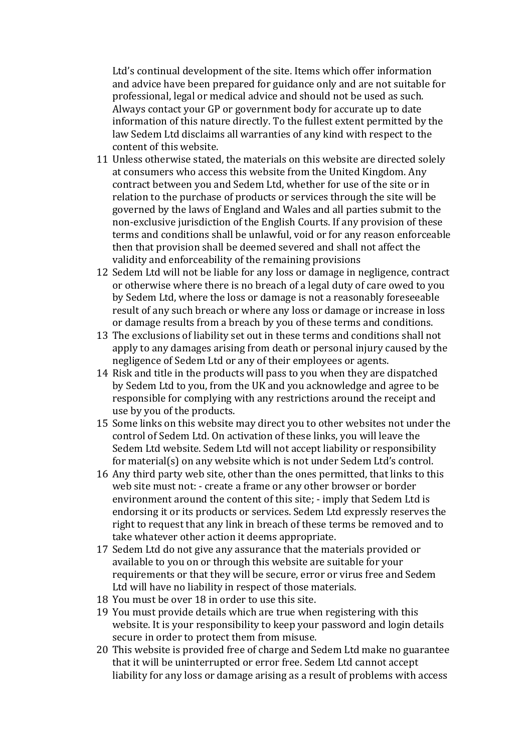Ltd's continual development of the site. Items which offer information and advice have been prepared for guidance only and are not suitable for professional, legal or medical advice and should not be used as such. Always contact your GP or government body for accurate up to date information of this nature directly. To the fullest extent permitted by the law Sedem Ltd disclaims all warranties of any kind with respect to the content of this website.

11. Unless otherwise stated, the materials on this website are directed solely at consumers who access this website from the United Kingdom. Any contract between you and Sedem Ltd, whether for use of the site or in relation to the purchase of products or services through the site will be governed by the laws of England and Wales and all parties submit to the non-exclusive jurisdiction of the English Courts. If any provision of these terms and conditions shall be unlawful, void or for any reason enforceable then that provision shall be deemed severed and shall not affect the validity and enforceability of the remaining provisions
12. Sedem Ltd will not be liable for any loss or damage in negligence, contract or otherwise where there is no breach of a legal duty of care owed to you by Sedem Ltd, where the loss or damage is not a reasonably foreseeable result of any such breach or where any loss or damage or increase in loss or damage results from a breach by you of these terms and conditions.
13. The exclusions of liability set out in these terms and conditions shall not apply to any damages arising from death or personal injury caused by the negligence of Sedem Ltd or any of their employees or agents.
14. Risk and title in the products will pass to you when they are dispatched by Sedem Ltd to you, from the UK and you acknowledge and agree to be responsible for complying with any restrictions around the receipt and use by you of the products.
15. Some links on this website may direct you to other websites not under the control of Sedem Ltd. On activation of these links, you will leave the Sedem Ltd website. Sedem Ltd will not accept liability or responsibility for material(s) on any website which is not under Sedem Ltd's control.
16. Any third party web site, other than the ones permitted, that links to this web site must not: - create a frame or any other browser or border environment around the content of this site; - imply that Sedem Ltd is endorsing it or its products or services. Sedem Ltd expressly reserves the right to request that any link in breach of these terms be removed and to take whatever other action it deems appropriate.
17. Sedem Ltd do not give any assurance that the materials provided or available to you on or through this website are suitable for your requirements or that they will be secure, error or virus free and Sedem Ltd will have no liability in respect of those materials.
18. You must be over 18 in order to use this site.
19. You must provide details which are true when registering with this website. It is your responsibility to keep your password and login details secure in order to protect them from misuse.
20. This website is provided free of charge and Sedem Ltd make no guarantee that it will be uninterrupted or error free. Sedem Ltd cannot accept liability for any loss or damage arising as a result of problems with access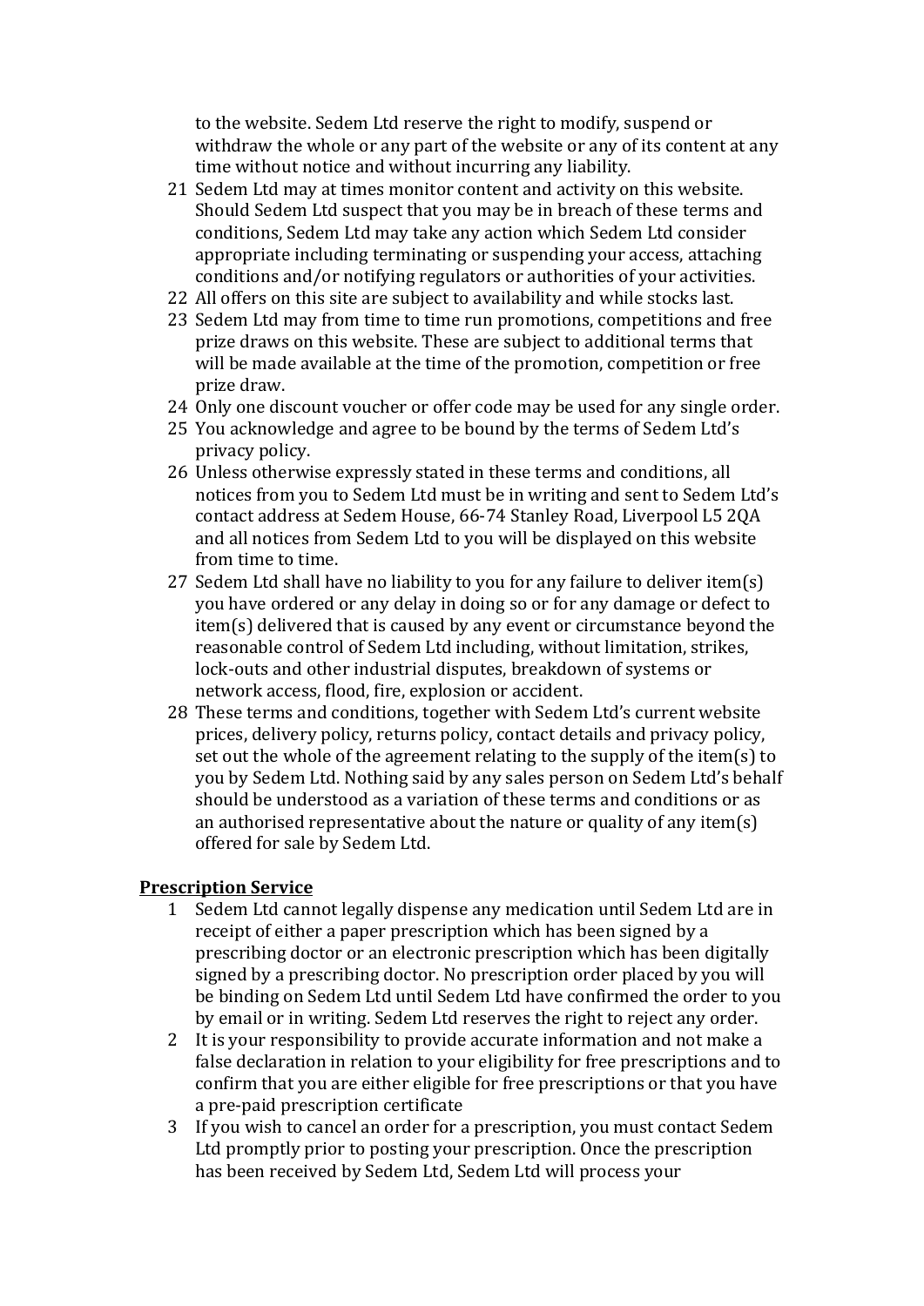to the website. Sedem Ltd reserve the right to modify, suspend or withdraw the whole or any part of the website or any of its content at any time without notice and without incurring any liability.

21. Sedem Ltd may at times monitor content and activity on this website. Should Sedem Ltd suspect that you may be in breach of these terms and conditions, Sedem Ltd may take any action which Sedem Ltd consider appropriate including terminating or suspending your access, attaching conditions and/or notifying regulators or authorities of your activities.
22. All offers on this site are subject to availability and while stocks last.
23. Sedem Ltd may from time to time run promotions, competitions and free prize draws on this website. These are subject to additional terms that will be made available at the time of the promotion, competition or free prize draw.
24. Only one discount voucher or offer code may be used for any single order.
25. You acknowledge and agree to be bound by the terms of Sedem Ltd's privacy policy.
26. Unless otherwise expressly stated in these terms and conditions, all notices from you to Sedem Ltd must be in writing and sent to Sedem Ltd's contact address at Sedem House, 66-74 Stanley Road, Liverpool L5 2QA and all notices from Sedem Ltd to you will be displayed on this website from time to time.
27. Sedem Ltd shall have no liability to you for any failure to deliver item(s) you have ordered or any delay in doing so or for any damage or defect to item(s) delivered that is caused by any event or circumstance beyond the reasonable control of Sedem Ltd including, without limitation, strikes, lock-outs and other industrial disputes, breakdown of systems or network access, flood, fire, explosion or accident.
28. These terms and conditions, together with Sedem Ltd's current website prices, delivery policy, returns policy, contact details and privacy policy, set out the whole of the agreement relating to the supply of the item(s) to you by Sedem Ltd. Nothing said by any sales person on Sedem Ltd's behalf should be understood as a variation of these terms and conditions or as an authorised representative about the nature or quality of any item(s) offered for sale by Sedem Ltd.

**Prescription Service**

1. Sedem Ltd cannot legally dispense any medication until Sedem Ltd are in receipt of either a paper prescription which has been signed by a prescribing doctor or an electronic prescription which has been digitally signed by a prescribing doctor. No prescription order placed by you will be binding on Sedem Ltd until Sedem Ltd have confirmed the order to you by email or in writing. Sedem Ltd reserves the right to reject any order.
2. It is your responsibility to provide accurate information and not make a false declaration in relation to your eligibility for free prescriptions and to confirm that you are either eligible for free prescriptions or that you have a pre-paid prescription certificate
3. If you wish to cancel an order for a prescription, you must contact Sedem Ltd promptly prior to posting your prescription. Once the prescription has been received by Sedem Ltd, Sedem Ltd will process your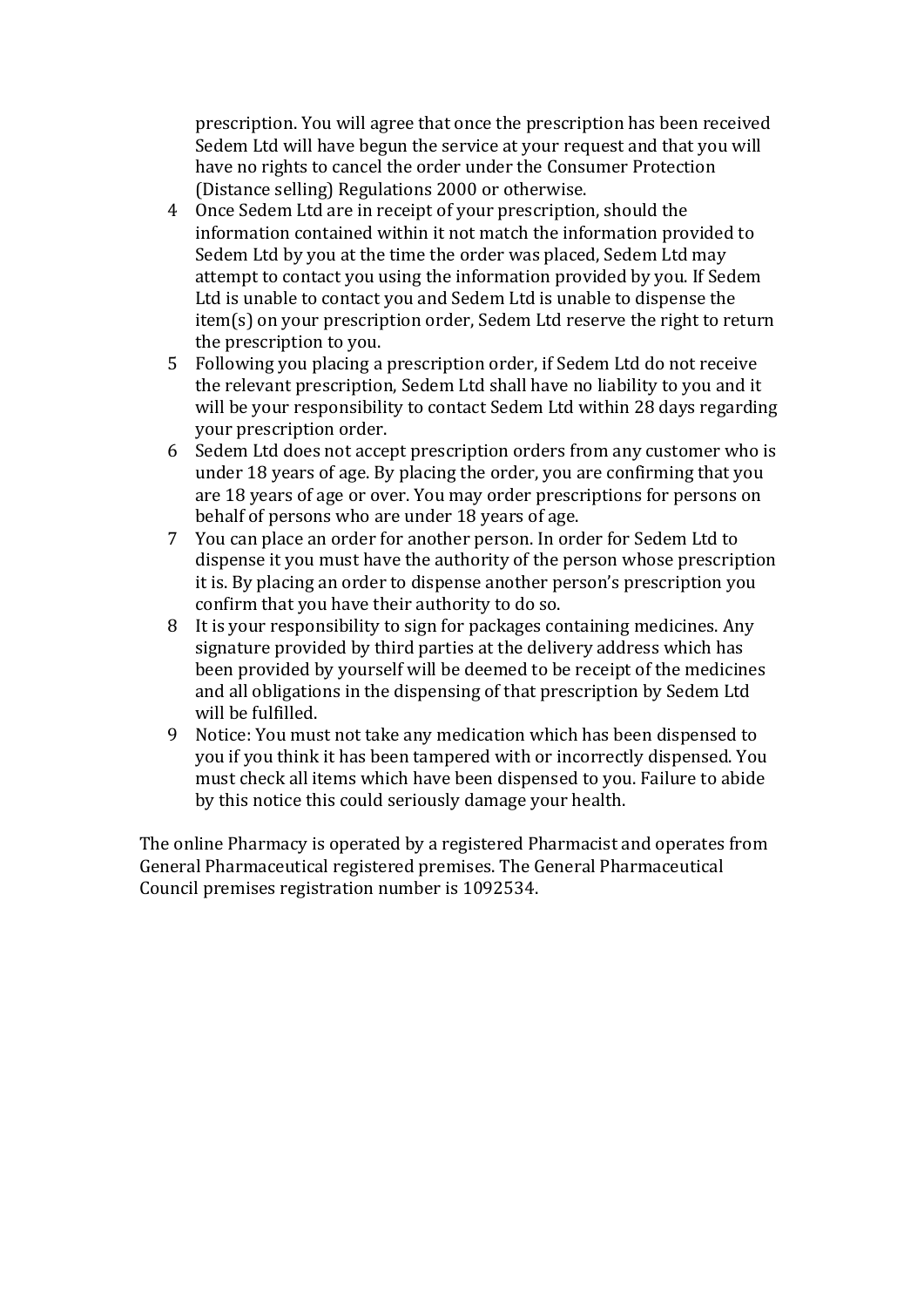prescription. You will agree that once the prescription has been received Sedem Ltd will have begun the service at your request and that you will have no rights to cancel the order under the Consumer Protection (Distance selling) Regulations 2000 or otherwise.

4. Once Sedem Ltd are in receipt of your prescription, should the information contained within it not match the information provided to Sedem Ltd by you at the time the order was placed, Sedem Ltd may attempt to contact you using the information provided by you. If Sedem Ltd is unable to contact you and Sedem Ltd is unable to dispense the item(s) on your prescription order, Sedem Ltd reserve the right to return the prescription to you.
5. Following you placing a prescription order, if Sedem Ltd do not receive the relevant prescription, Sedem Ltd shall have no liability to you and it will be your responsibility to contact Sedem Ltd within 28 days regarding your prescription order.
6. Sedem Ltd does not accept prescription orders from any customer who is under 18 years of age. By placing the order, you are confirming that you are 18 years of age or over. You may order prescriptions for persons on behalf of persons who are under 18 years of age.
7. You can place an order for another person. In order for Sedem Ltd to dispense it you must have the authority of the person whose prescription it is. By placing an order to dispense another person's prescription you confirm that you have their authority to do so.
8. It is your responsibility to sign for packages containing medicines. Any signature provided by third parties at the delivery address which has been provided by yourself will be deemed to be receipt of the medicines and all obligations in the dispensing of that prescription by Sedem Ltd will be fulfilled.
9. Notice: You must not take any medication which has been dispensed to you if you think it has been tampered with or incorrectly dispensed. You must check all items which have been dispensed to you. Failure to abide by this notice this could seriously damage your health.

The online Pharmacy is operated by a registered Pharmacist and operates from General Pharmaceutical registered premises. The General Pharmaceutical Council premises registration number is 1092534.